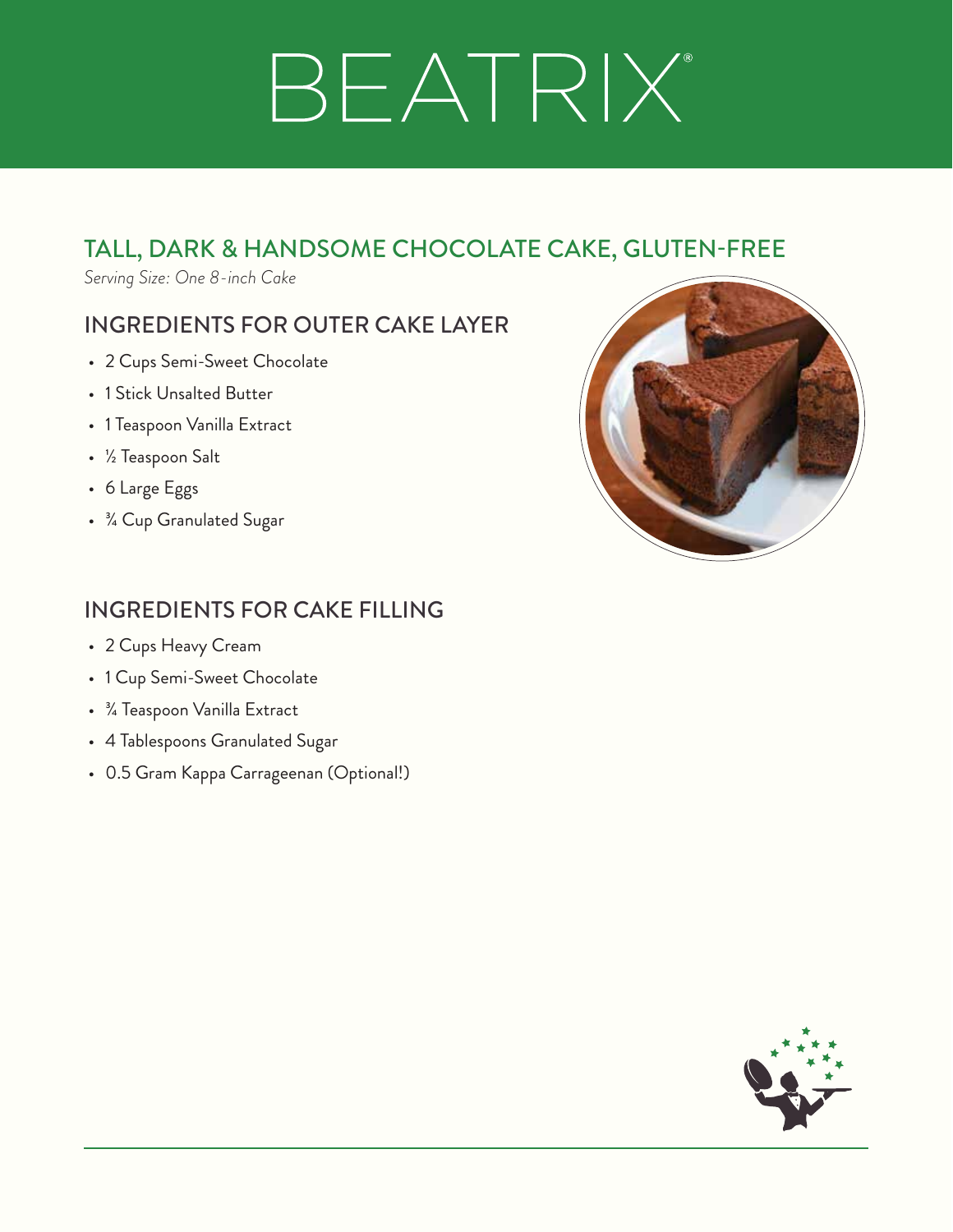# BEATRIX®

## TALL, DARK & HANDSOME CHOCOLATE CAKE, GLUTEN-FREE

*Serving Size: One 8-inch Cake*

### INGREDIENTS FOR OUTER CAKE LAYER

- 2 Cups Semi-Sweet Chocolate
- 1 Stick Unsalted Butter
- 1 Teaspoon Vanilla Extract
- ½ Teaspoon Salt
- 6 Large Eggs
- ¾ Cup Granulated Sugar

### INGREDIENTS FOR CAKE FILLING

- 2 Cups Heavy Cream
- 1 Cup Semi-Sweet Chocolate
- ¾ Teaspoon Vanilla Extract
- 4 Tablespoons Granulated Sugar
- 0.5 Gram Kappa Carrageenan (Optional!)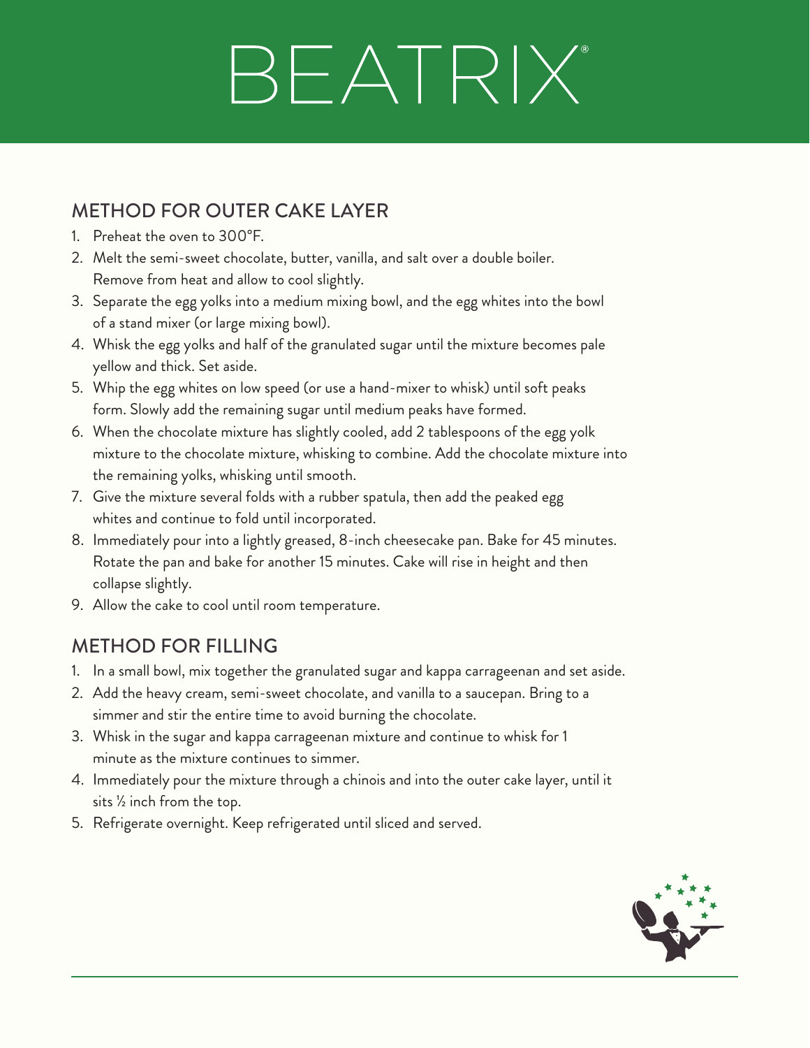# BEATRIX®

## METHOD FOR OUTER CAKE LAYER

1. Preheat the oven to 300°F.
2. Melt the semi-sweet chocolate, butter, vanilla, and salt over a double boiler. Remove from heat and allow to cool slightly.
3. Separate the egg yolks into a medium mixing bowl, and the egg whites into the bowl of a stand mixer (or large mixing bowl).
4. Whisk the egg yolks and half of the granulated sugar until the mixture becomes pale yellow and thick. Set aside.
5. Whip the egg whites on low speed (or use a hand-mixer to whisk) until soft peaks form. Slowly add the remaining sugar until medium peaks have formed.
6. When the chocolate mixture has slightly cooled, add 2 tablespoons of the egg yolk mixture to the chocolate mixture, whisking to combine. Add the chocolate mixture into the remaining yolks, whisking until smooth.
7. Give the mixture several folds with a rubber spatula, then add the peaked egg whites and continue to fold until incorporated.
8. Immediately pour into a lightly greased, 8-inch cheesecake pan. Bake for 45 minutes. Rotate the pan and bake for another 15 minutes. Cake will rise in height and then collapse slightly.
9. Allow the cake to cool until room temperature.

## METHOD FOR FILLING

1. In a small bowl, mix together the granulated sugar and kappa carrageenan and set aside.
2. Add the heavy cream, semi-sweet chocolate, and vanilla to a saucepan. Bring to a simmer and stir the entire time to avoid burning the chocolate.
3. Whisk in the sugar and kappa carrageenan mixture and continue to whisk for 1 minute as the mixture continues to simmer.
4. Immediately pour the mixture through a chinois and into the outer cake layer, until it sits ½ inch from the top.
5. Refrigerate overnight. Keep refrigerated until sliced and served.